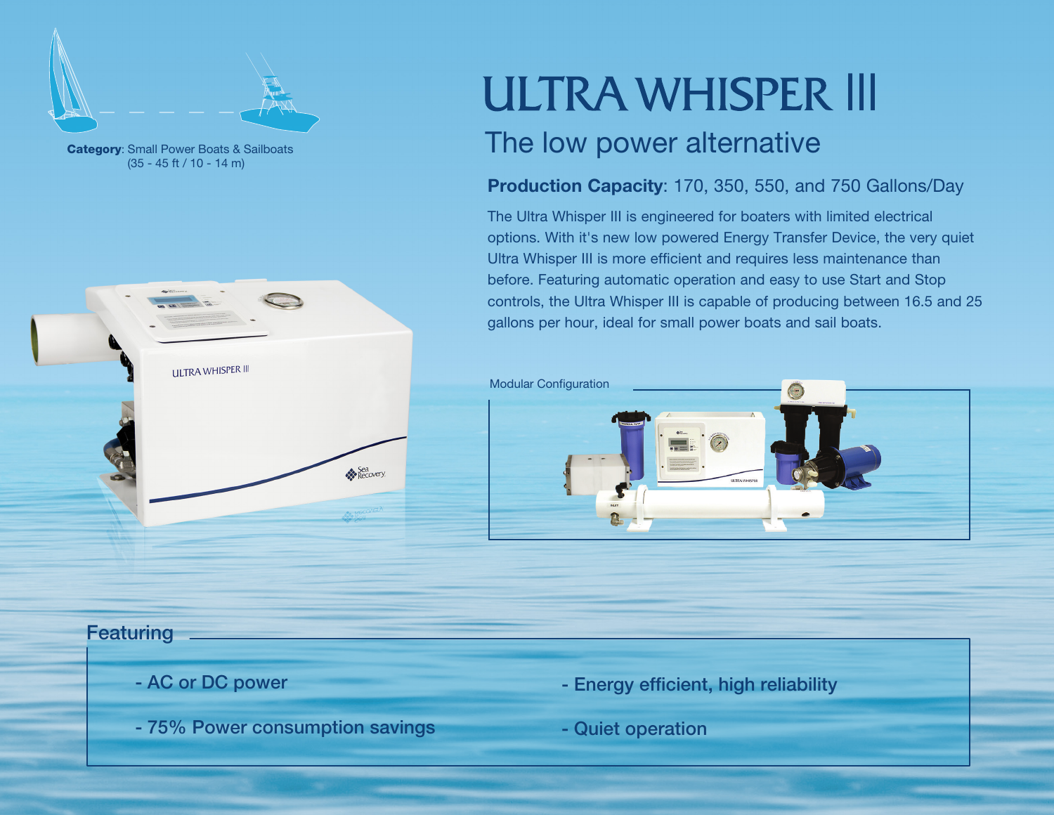**Category**: Small Power Boats & Sailboats
(35 - 45 ft / 10 - 14 m)

# ULTRA WHISPER III

## The low power alternative

**Production Capacity**: 170, 350, 550, and 750 Gallons/Day

The Ultra Whisper III is engineered for boaters with limited electrical options. With it's new low powered Energy Transfer Device, the very quiet Ultra Whisper III is more efficient and requires less maintenance than before. Featuring automatic operation and easy to use Start and Stop controls, the Ultra Whisper III is capable of producing between 16.5 and 25 gallons per hour, ideal for small power boats and sail boats.

Modular Configuration

## Featuring

- AC or DC power
- 75% Power consumption savings
- Energy efficient, high reliability
- Quiet operation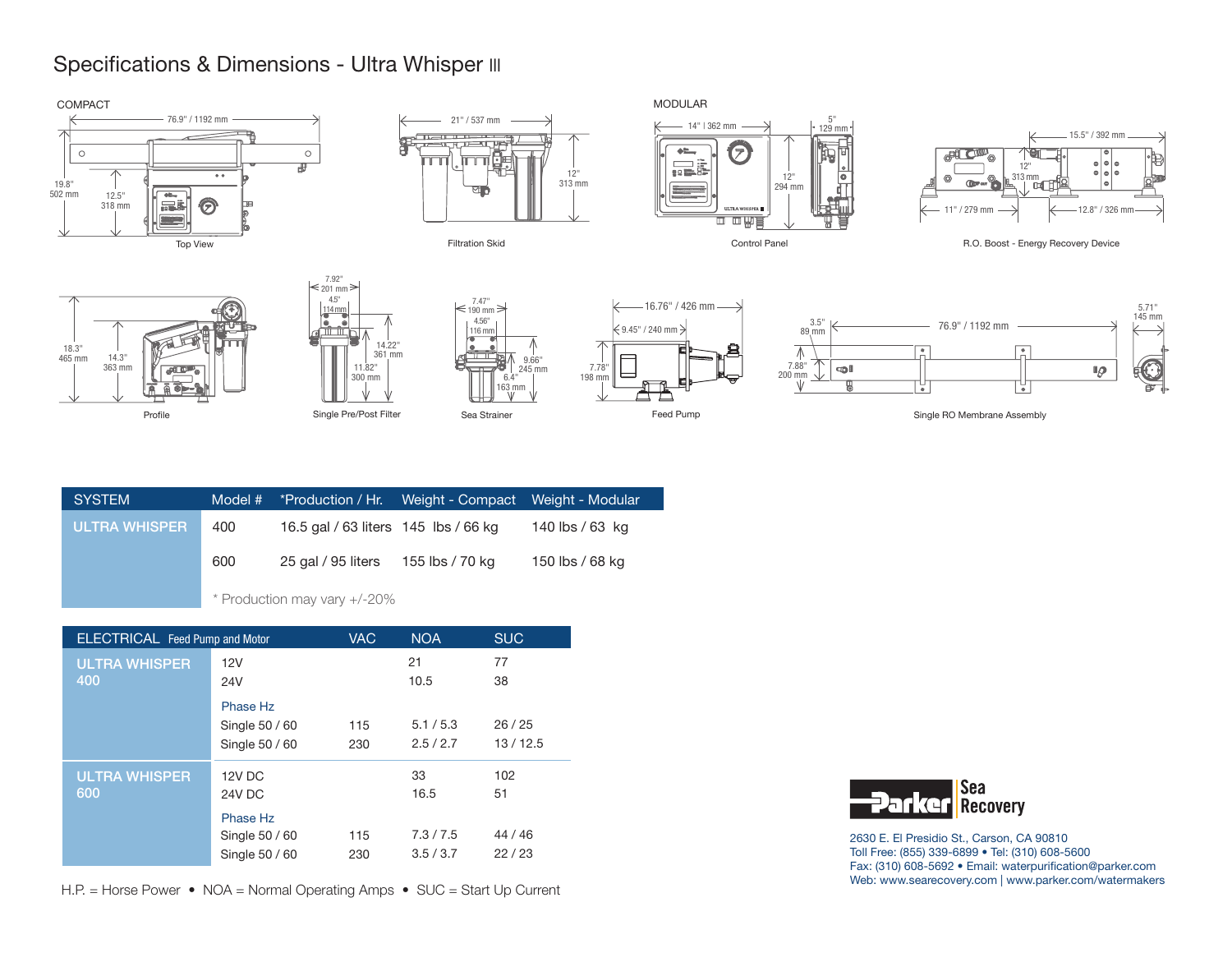# Specifications & Dimensions - Ultra Whisper III

COMPACT

76.9" / 1192 mm
19.8"
502 mm
12.5"
318 mm

Top View

21" / 537 mm
12"
313 mm

Filtration Skid

MODULAR

14" | 362 mm
5"
129 mm
12"
294 mm

Control Panel

15.5" / 392 mm
12"
313 mm
11" / 279 mm
12.8" / 326 mm

R.O. Boost - Energy Recovery Device

18.3"
465 mm
14.3"
363 mm

Profile

7.92"
201 mm
4.5"
114 mm
14.22"
361 mm
11.82"
300 mm

Single Pre/Post Filter

7.47"
190 mm
4.56"
116 mm
9.66"
245 mm
6.4"
163 mm

Sea Strainer

16.76" / 426 mm
9.45" / 240 mm
7.78"
198 mm

Feed Pump

3.5"
89 mm
76.9" / 1192 mm
5.71"
145 mm
7.88"
200 mm

Single RO Membrane Assembly

| SYSTEM | Model # | *Production / Hr. | Weight - Compact | Weight - Modular |
|---|---|---|---|---|
| ULTRA WHISPER | 400 | 16.5 gal / 63 liters | 145 lbs / 66 kg | 140 lbs / 63 kg |
| | 600 | 25 gal / 95 liters | 155 lbs / 70 kg | 150 lbs / 68 kg |
| | * Production may vary +/-20% | | | |

| ELECTRICAL Feed Pump and Motor | | VAC | NOA | SUC |
|---|---|---|---|---|
| ULTRA WHISPER 400 | 12V | | 21 | 77 |
| | 24V | | 10.5 | 38 |
| | Phase Hz | | | |
| | Single 50 / 60 | 115 | 5.1 / 5.3 | 26 / 25 |
| | Single 50 / 60 | 230 | 2.5 / 2.7 | 13 / 12.5 |
| ULTRA WHISPER 600 | 12V DC | | 33 | 102 |
| | 24V DC | | 16.5 | 51 |
| | Phase Hz | | | |
| | Single 50 / 60 | 115 | 7.3 / 7.5 | 44 / 46 |
| | Single 50 / 60 | 230 | 3.5 / 3.7 | 22 / 23 |

H.P. = Horse Power • NOA = Normal Operating Amps • SUC = Start Up Current

Parker Sea Recovery

2630 E. El Presidio St., Carson, CA 90810
Toll Free: (855) 339-6899 • Tel: (310) 608-5600
Fax: (310) 608-5692 • Email: waterpurification@parker.com
Web: www.searecovery.com | www.parker.com/watermakers